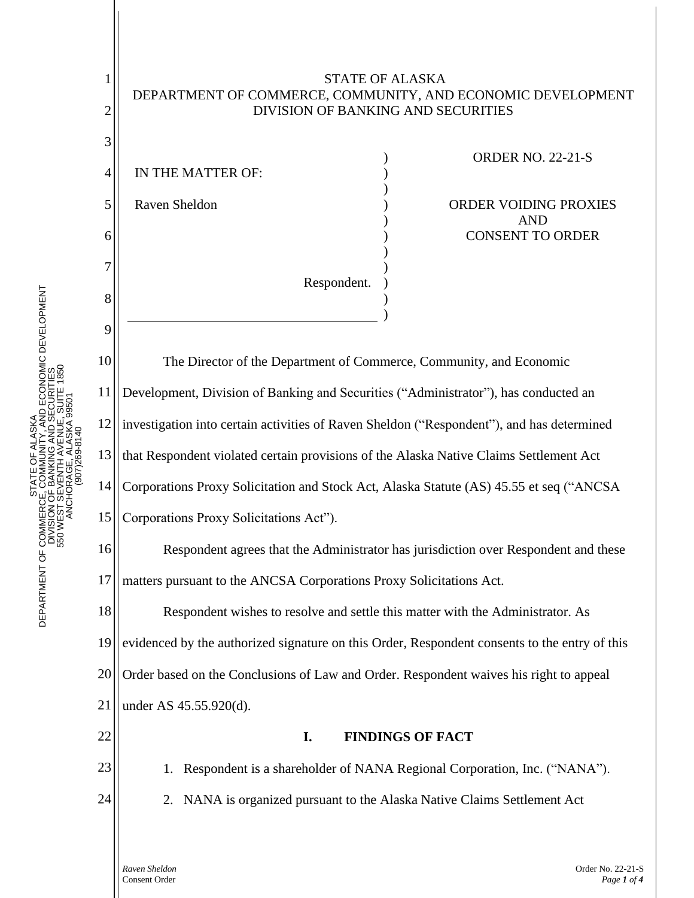STATE OF ALASKA
DEPARTMENT OF COMMERCE, COMMUNITY, AND ECONOMIC DEVELOPMENT
DIVISION OF BANKING AND SECURITIES

| | |
|---|---|
| IN THE MATTER OF:<br><br>Raven Sheldon<br><br>Respondent. | ORDER NO. 22-21-S<br><br>ORDER VOIDING PROXIES AND CONSENT TO ORDER |

The Director of the Department of Commerce, Community, and Economic Development, Division of Banking and Securities ("Administrator"), has conducted an investigation into certain activities of Raven Sheldon ("Respondent"), and has determined that Respondent violated certain provisions of the Alaska Native Claims Settlement Act Corporations Proxy Solicitation and Stock Act, Alaska Statute (AS) 45.55 et seq ("ANCSA Corporations Proxy Solicitations Act").

Respondent agrees that the Administrator has jurisdiction over Respondent and these matters pursuant to the ANCSA Corporations Proxy Solicitations Act.

Respondent wishes to resolve and settle this matter with the Administrator. As evidenced by the authorized signature on this Order, Respondent consents to the entry of this Order based on the Conclusions of Law and Order. Respondent waives his right to appeal under AS 45.55.920(d).

## I. FINDINGS OF FACT

1. Respondent is a shareholder of NANA Regional Corporation, Inc. ("NANA").
2. NANA is organized pursuant to the Alaska Native Claims Settlement Act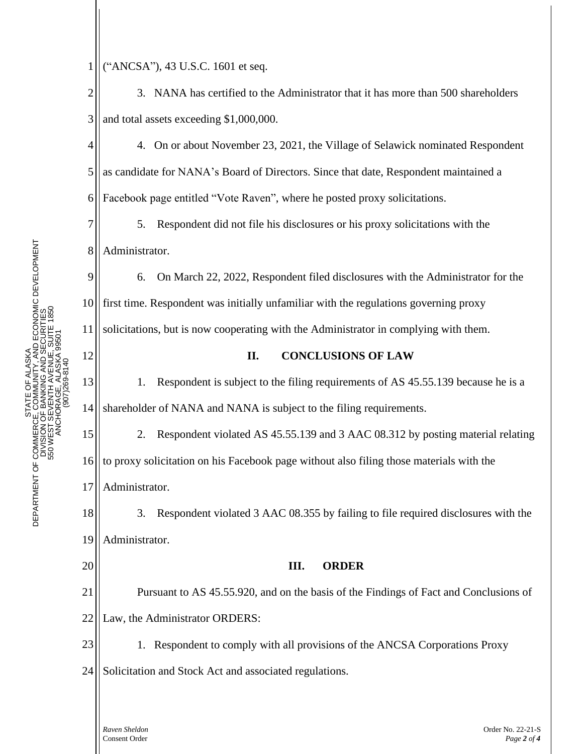("ANCSA"), 43 U.S.C. 1601 et seq.

3. NANA has certified to the Administrator that it has more than 500 shareholders and total assets exceeding $1,000,000.

4. On or about November 23, 2021, the Village of Selawick nominated Respondent as candidate for NANA's Board of Directors. Since that date, Respondent maintained a Facebook page entitled "Vote Raven", where he posted proxy solicitations.

5. Respondent did not file his disclosures or his proxy solicitations with the Administrator.

6. On March 22, 2022, Respondent filed disclosures with the Administrator for the first time. Respondent was initially unfamiliar with the regulations governing proxy solicitations, but is now cooperating with the Administrator in complying with them.

## II. CONCLUSIONS OF LAW

1. Respondent is subject to the filing requirements of AS 45.55.139 because he is a shareholder of NANA and NANA is subject to the filing requirements.

2. Respondent violated AS 45.55.139 and 3 AAC 08.312 by posting material relating to proxy solicitation on his Facebook page without also filing those materials with the Administrator.

3. Respondent violated 3 AAC 08.355 by failing to file required disclosures with the Administrator.

## III. ORDER

Pursuant to AS 45.55.920, and on the basis of the Findings of Fact and Conclusions of Law, the Administrator ORDERS:

1. Respondent to comply with all provisions of the ANCSA Corporations Proxy Solicitation and Stock Act and associated regulations.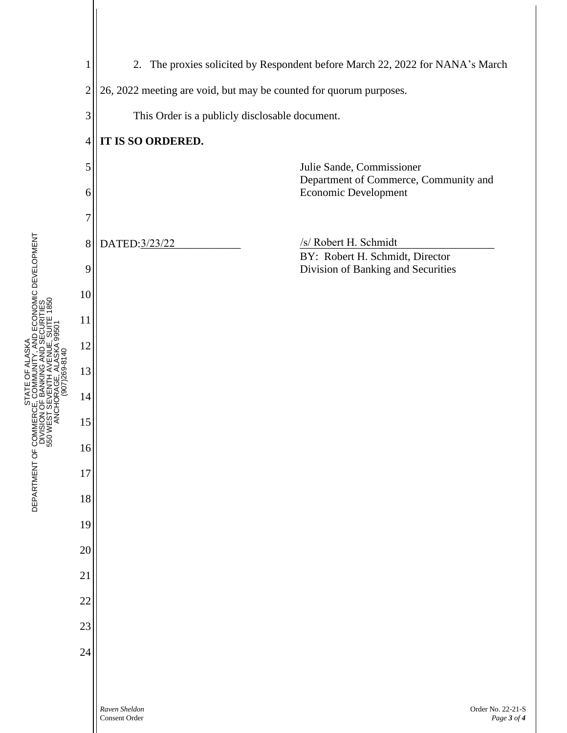2. The proxies solicited by Respondent before March 22, 2022 for NANA's March 26, 2022 meeting are void, but may be counted for quorum purposes.

This Order is a publicly disclosable document.

**IT IS SO ORDERED.**

Julie Sande, Commissioner
Department of Commerce, Community and Economic Development

DATED: 3/23/22

/s/ Robert H. Schmidt
BY: Robert H. Schmidt, Director
Division of Banking and Securities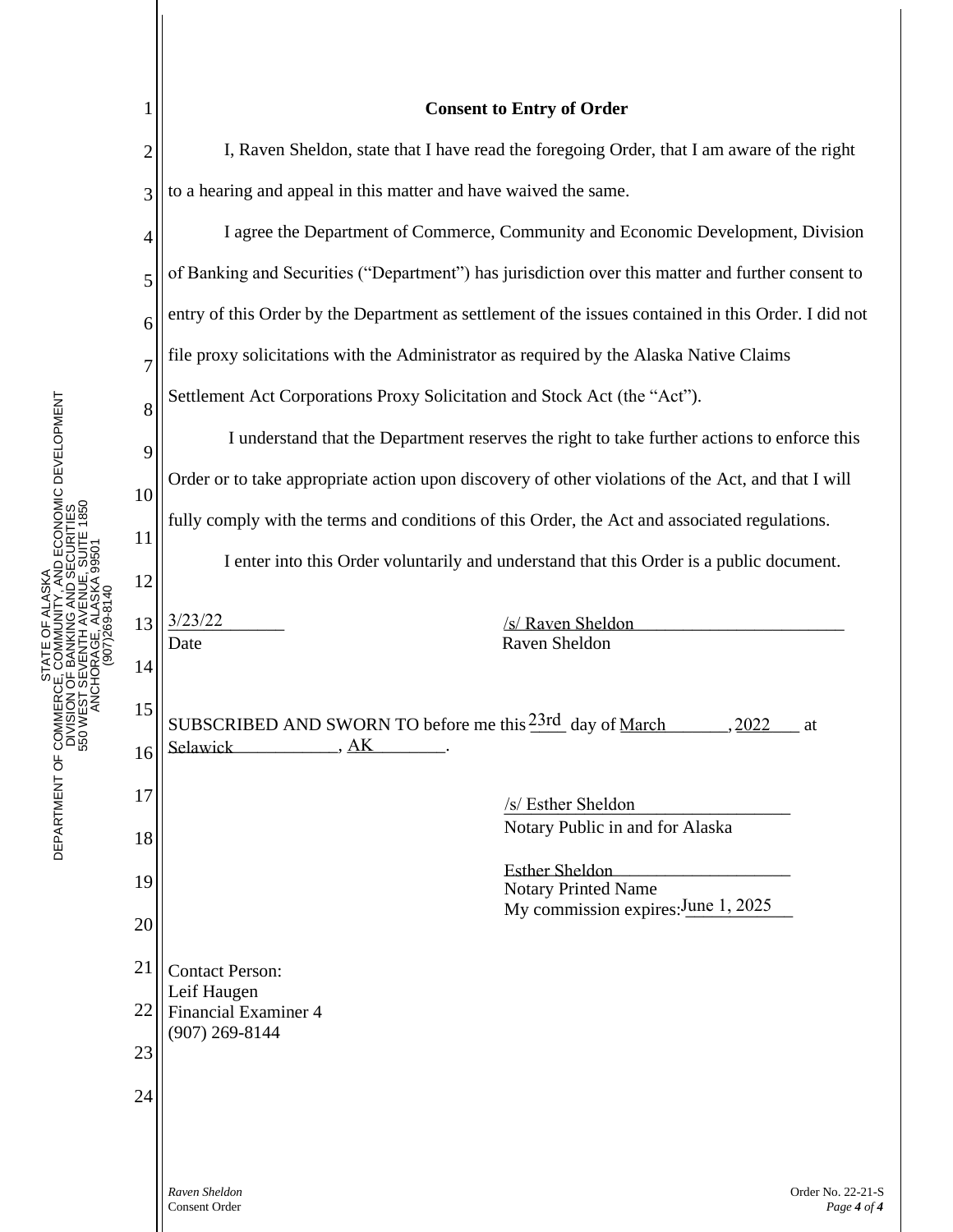**Consent to Entry of Order**

I, Raven Sheldon, state that I have read the foregoing Order, that I am aware of the right to a hearing and appeal in this matter and have waived the same.

I agree the Department of Commerce, Community and Economic Development, Division of Banking and Securities ("Department") has jurisdiction over this matter and further consent to entry of this Order by the Department as settlement of the issues contained in this Order. I did not file proxy solicitations with the Administrator as required by the Alaska Native Claims Settlement Act Corporations Proxy Solicitation and Stock Act (the "Act").

I understand that the Department reserves the right to take further actions to enforce this Order or to take appropriate action upon discovery of other violations of the Act, and that I will fully comply with the terms and conditions of this Order, the Act and associated regulations.

I enter into this Order voluntarily and understand that this Order is a public document.

3/23/22
Date

/s/ Raven Sheldon
Raven Sheldon

SUBSCRIBED AND SWORN TO before me this 23rd day of March, 2022 at Selawick, AK.

/s/ Esther Sheldon
Notary Public in and for Alaska

Esther Sheldon
Notary Printed Name
My commission expires: June 1, 2025

Contact Person:
Leif Haugen
Financial Examiner 4
(907) 269-8144